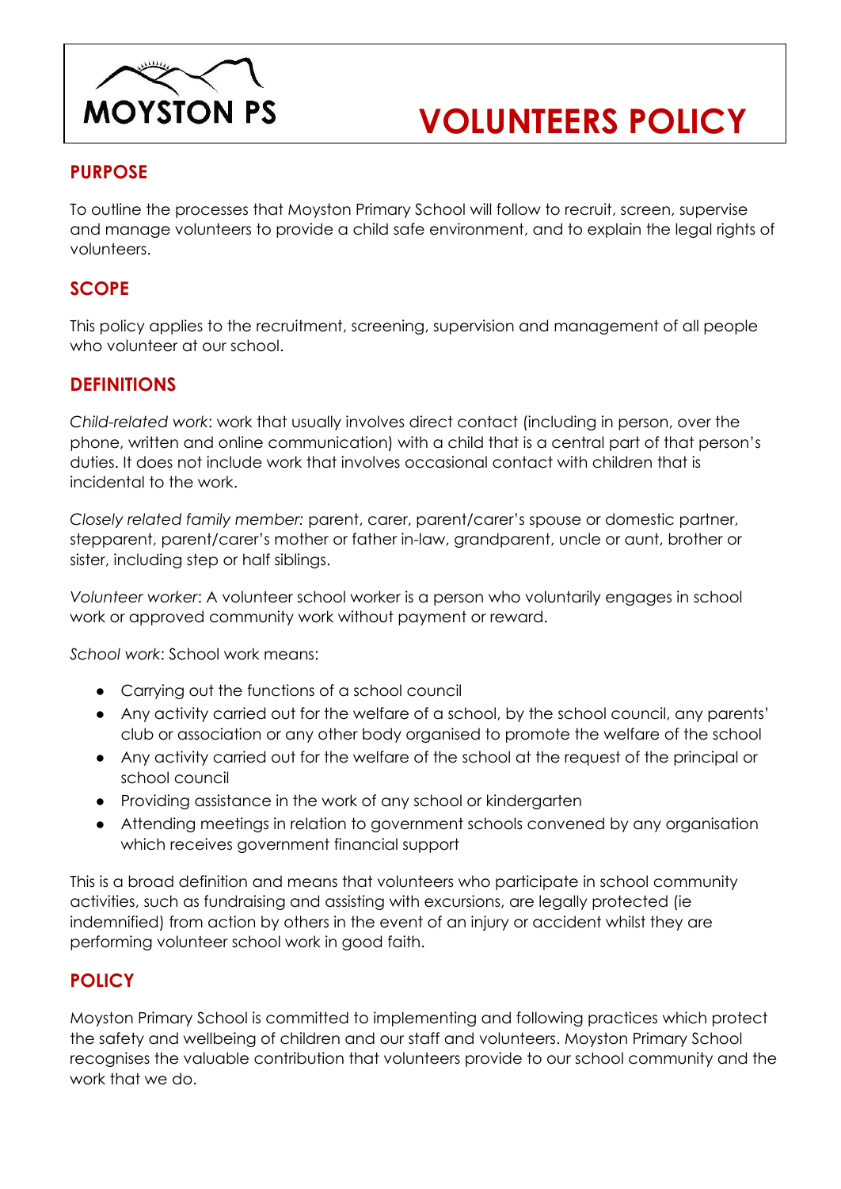MOYSTON PS

# VOLUNTEERS POLICY

## PURPOSE

To outline the processes that Moyston Primary School will follow to recruit, screen, supervise and manage volunteers to provide a child safe environment, and to explain the legal rights of volunteers.

## SCOPE

This policy applies to the recruitment, screening, supervision and management of all people who volunteer at our school.

## DEFINITIONS

*Child-related work*: work that usually involves direct contact (including in person, over the phone, written and online communication) with a child that is a central part of that person's duties. It does not include work that involves occasional contact with children that is incidental to the work.

*Closely related family member:* parent, carer, parent/carer's spouse or domestic partner, stepparent, parent/carer's mother or father in-law, grandparent, uncle or aunt, brother or sister, including step or half siblings.

*Volunteer worker*: A volunteer school worker is a person who voluntarily engages in school work or approved community work without payment or reward.

*School work*: School work means:

- Carrying out the functions of a school council
- Any activity carried out for the welfare of a school, by the school council, any parents' club or association or any other body organised to promote the welfare of the school
- Any activity carried out for the welfare of the school at the request of the principal or school council
- Providing assistance in the work of any school or kindergarten
- Attending meetings in relation to government schools convened by any organisation which receives government financial support

This is a broad definition and means that volunteers who participate in school community activities, such as fundraising and assisting with excursions, are legally protected (ie indemnified) from action by others in the event of an injury or accident whilst they are performing volunteer school work in good faith.

## POLICY

Moyston Primary School is committed to implementing and following practices which protect the safety and wellbeing of children and our staff and volunteers. Moyston Primary School recognises the valuable contribution that volunteers provide to our school community and the work that we do.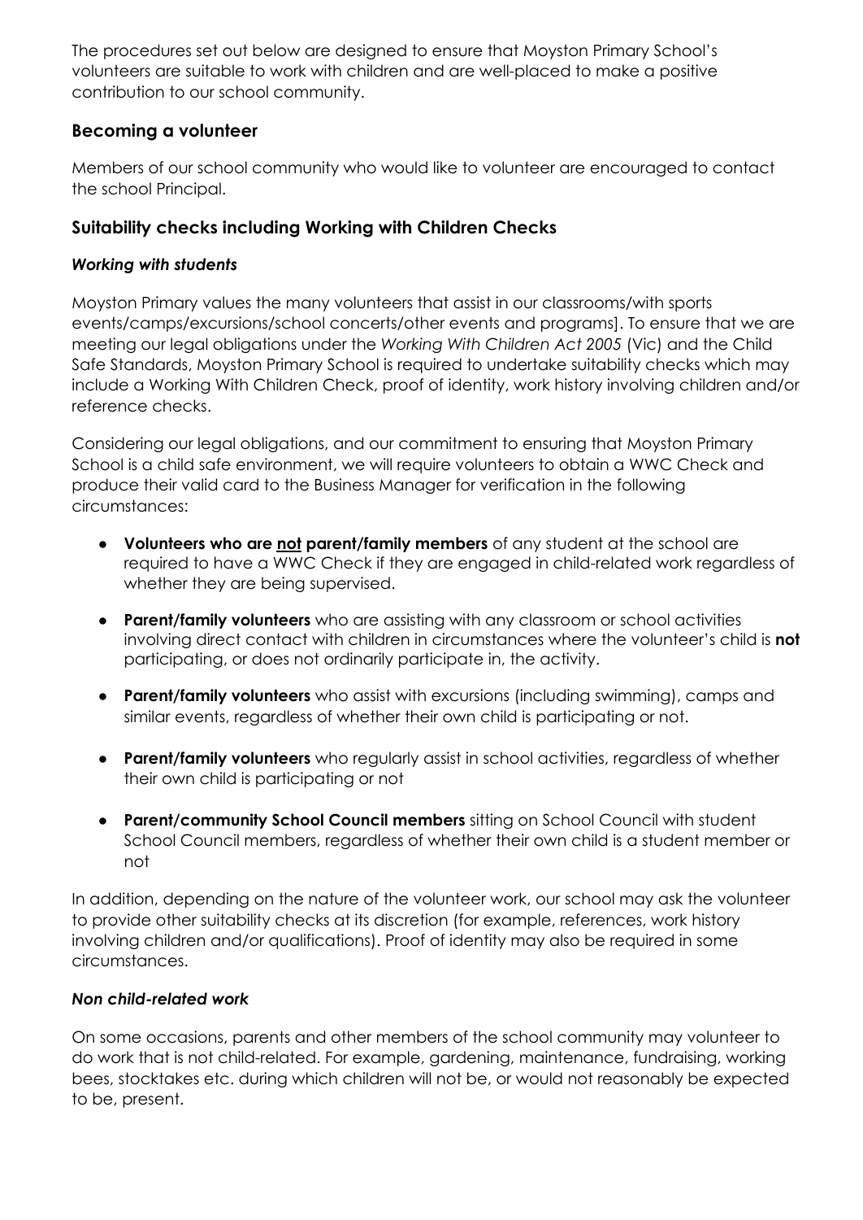The procedures set out below are designed to ensure that Moyston Primary School's volunteers are suitable to work with children and are well-placed to make a positive contribution to our school community.

## Becoming a volunteer

Members of our school community who would like to volunteer are encouraged to contact the school Principal.

## Suitability checks including Working with Children Checks

### *Working with students*

Moyston Primary values the many volunteers that assist in our classrooms/with sports events/camps/excursions/school concerts/other events and programs]. To ensure that we are meeting our legal obligations under the *Working With Children Act 2005* (Vic) and the Child Safe Standards, Moyston Primary School is required to undertake suitability checks which may include a Working With Children Check, proof of identity, work history involving children and/or reference checks.

Considering our legal obligations, and our commitment to ensuring that Moyston Primary School is a child safe environment, we will require volunteers to obtain a WWC Check and produce their valid card to the Business Manager for verification in the following circumstances:

- **Volunteers who are <u>not</u> parent/family members** of any student at the school are required to have a WWC Check if they are engaged in child-related work regardless of whether they are being supervised.
- **Parent/family volunteers** who are assisting with any classroom or school activities involving direct contact with children in circumstances where the volunteer's child is **not** participating, or does not ordinarily participate in, the activity.
- **Parent/family volunteers** who assist with excursions (including swimming), camps and similar events, regardless of whether their own child is participating or not.
- **Parent/family volunteers** who regularly assist in school activities, regardless of whether their own child is participating or not
- **Parent/community School Council members** sitting on School Council with student School Council members, regardless of whether their own child is a student member or not

In addition, depending on the nature of the volunteer work, our school may ask the volunteer to provide other suitability checks at its discretion (for example, references, work history involving children and/or qualifications). Proof of identity may also be required in some circumstances.

### *Non child-related work*

On some occasions, parents and other members of the school community may volunteer to do work that is not child-related. For example, gardening, maintenance, fundraising, working bees, stocktakes etc. during which children will not be, or would not reasonably be expected to be, present.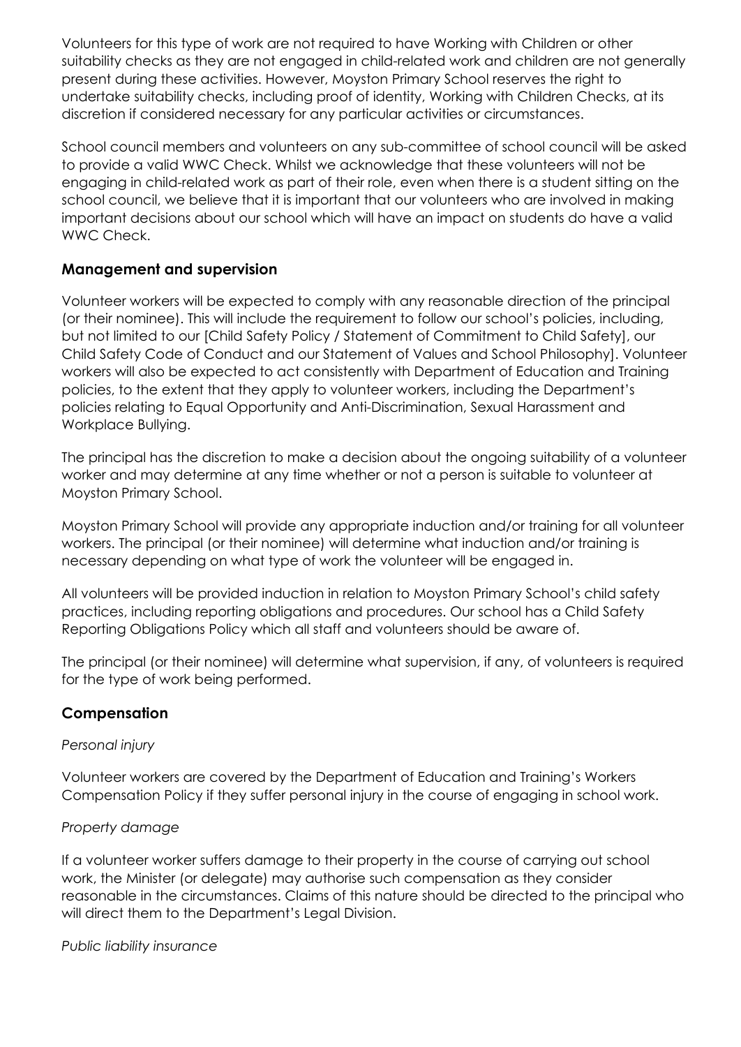Volunteers for this type of work are not required to have Working with Children or other suitability checks as they are not engaged in child-related work and children are not generally present during these activities. However, Moyston Primary School reserves the right to undertake suitability checks, including proof of identity, Working with Children Checks, at its discretion if considered necessary for any particular activities or circumstances.

School council members and volunteers on any sub-committee of school council will be asked to provide a valid WWC Check. Whilst we acknowledge that these volunteers will not be engaging in child-related work as part of their role, even when there is a student sitting on the school council, we believe that it is important that our volunteers who are involved in making important decisions about our school which will have an impact on students do have a valid WWC Check.

### Management and supervision

Volunteer workers will be expected to comply with any reasonable direction of the principal (or their nominee). This will include the requirement to follow our school's policies, including, but not limited to our [Child Safety Policy / Statement of Commitment to Child Safety], our Child Safety Code of Conduct and our Statement of Values and School Philosophy]. Volunteer workers will also be expected to act consistently with Department of Education and Training policies, to the extent that they apply to volunteer workers, including the Department's policies relating to Equal Opportunity and Anti-Discrimination, Sexual Harassment and Workplace Bullying.

The principal has the discretion to make a decision about the ongoing suitability of a volunteer worker and may determine at any time whether or not a person is suitable to volunteer at Moyston Primary School.

Moyston Primary School will provide any appropriate induction and/or training for all volunteer workers. The principal (or their nominee) will determine what induction and/or training is necessary depending on what type of work the volunteer will be engaged in.

All volunteers will be provided induction in relation to Moyston Primary School's child safety practices, including reporting obligations and procedures. Our school has a Child Safety Reporting Obligations Policy which all staff and volunteers should be aware of.

The principal (or their nominee) will determine what supervision, if any, of volunteers is required for the type of work being performed.

### Compensation

*Personal injury*

Volunteer workers are covered by the Department of Education and Training's Workers Compensation Policy if they suffer personal injury in the course of engaging in school work.

*Property damage*

If a volunteer worker suffers damage to their property in the course of carrying out school work, the Minister (or delegate) may authorise such compensation as they consider reasonable in the circumstances. Claims of this nature should be directed to the principal who will direct them to the Department's Legal Division.

*Public liability insurance*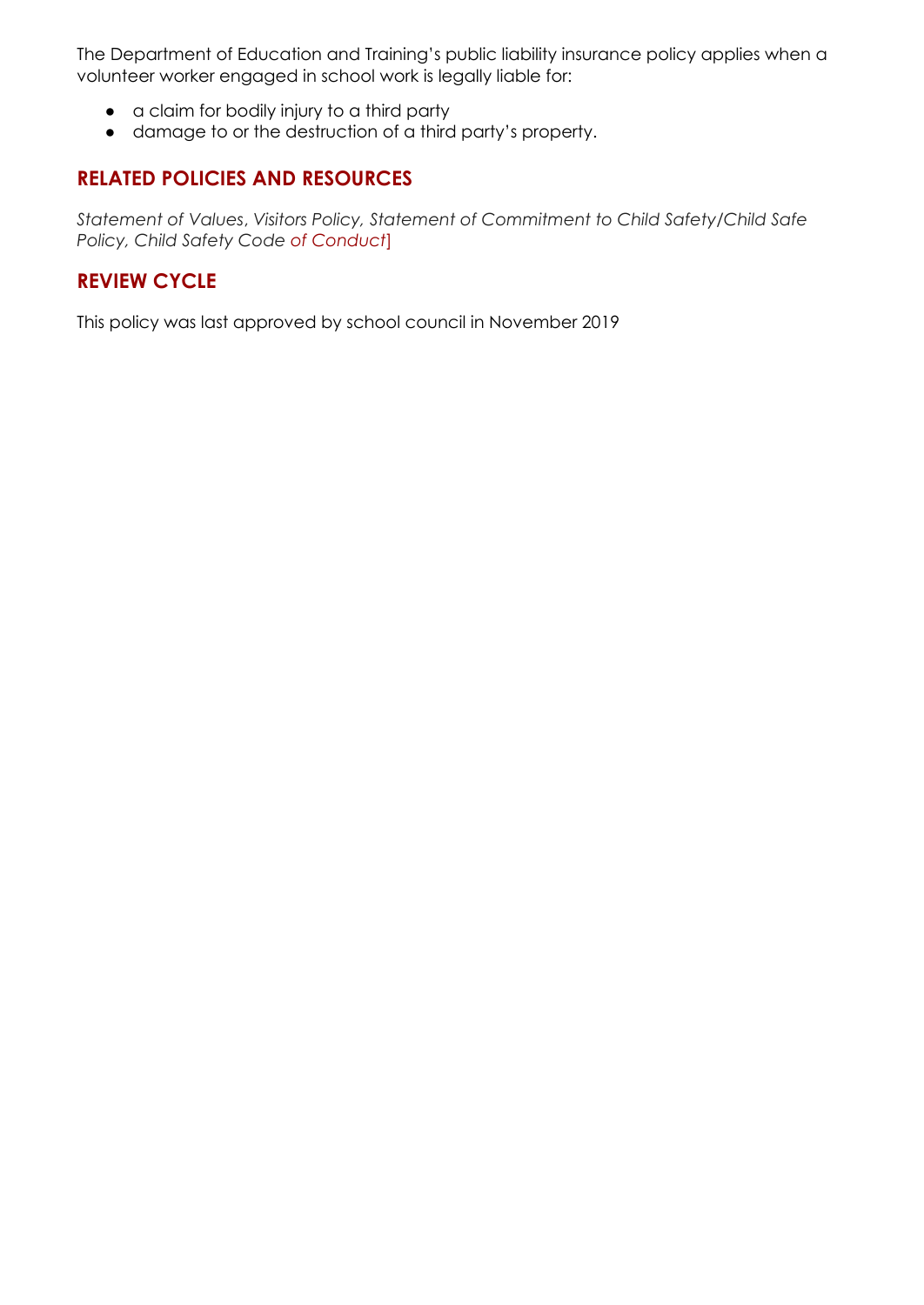The Department of Education and Training's public liability insurance policy applies when a volunteer worker engaged in school work is legally liable for:

- a claim for bodily injury to a third party
- damage to or the destruction of a third party's property.

## RELATED POLICIES AND RESOURCES

*Statement of Values, Visitors Policy, Statement of Commitment to Child Safety/Child Safe Policy, Child Safety Code of Conduct*]

## REVIEW CYCLE

This policy was last approved by school council in November 2019